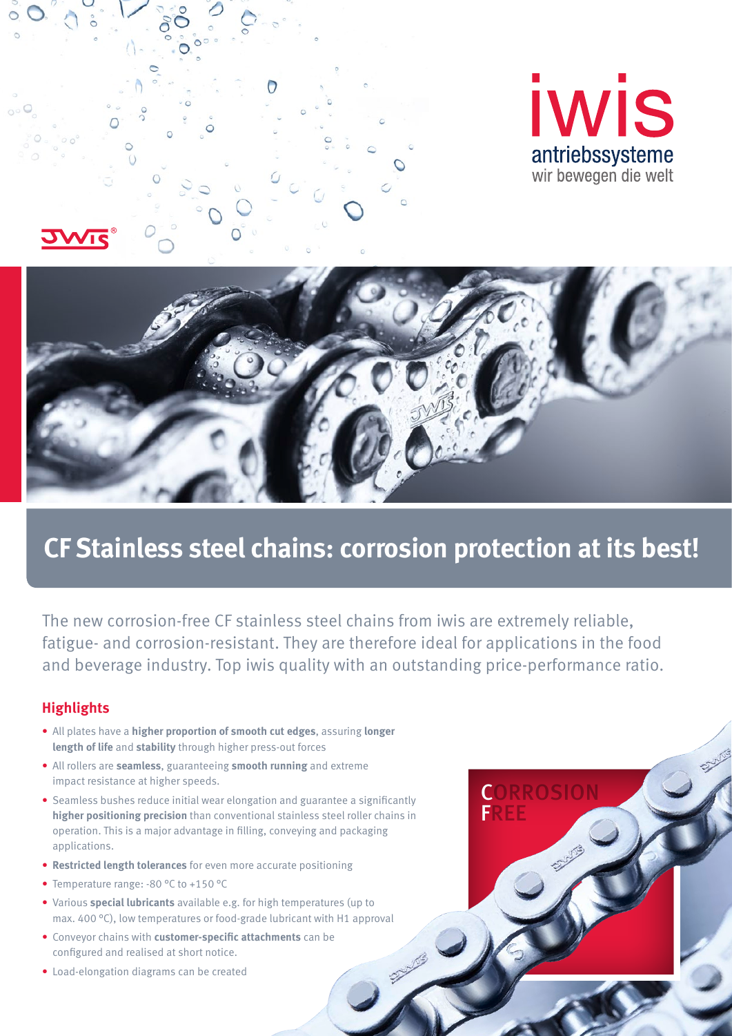iwis

antriebssysteme

wir bewegen die welt

# CF Stainless steel chains: corrosion protection at its best!

The new corrosion-free CF stainless steel chains from iwis are extremely reliable, fatigue- and corrosion-resistant. They are therefore ideal for applications in the food and beverage industry. Top iwis quality with an outstanding price-performance ratio.

## Highlights

- All plates have a **higher proportion of smooth cut edges**, assuring **longer length of life** and **stability** through higher press-out forces
- All rollers are **seamless**, guaranteeing **smooth running** and extreme impact resistance at higher speeds.
- Seamless bushes reduce initial wear elongation and guarantee a significantly **higher positioning precision** than conventional stainless steel roller chains in operation. This is a major advantage in filling, conveying and packaging applications.
- **Restricted length tolerances** for even more accurate positioning
- Temperature range: -80 °C to +150 °C
- Various **special lubricants** available e.g. for high temperatures (up to max. 400 °C), low temperatures or food-grade lubricant with H1 approval
- Conveyor chains with **customer-specific attachments** can be configured and realised at short notice.
- Load-elongation diagrams can be created

CORROSION FREE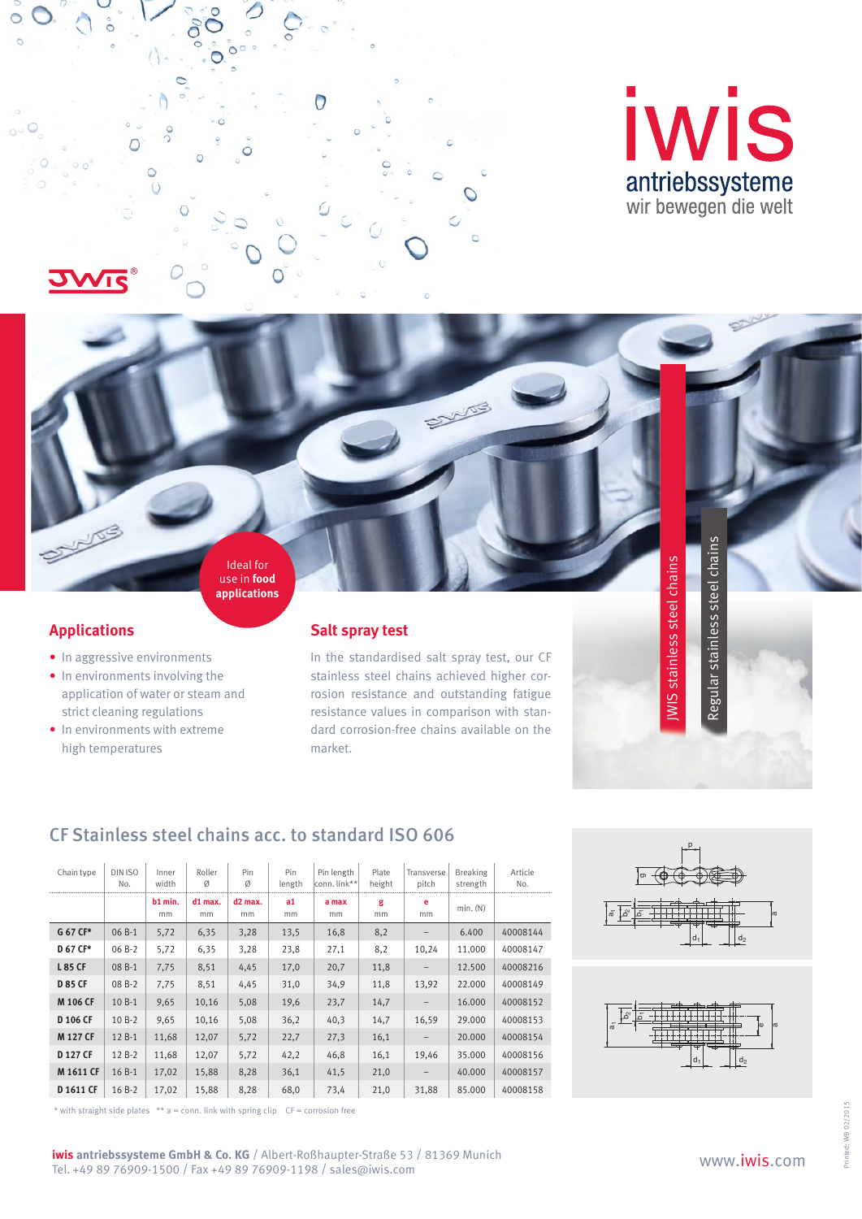iwis antriebssysteme wir bewegen die welt

JWIS®

Ideal for use in **food applications**

JWIS stainless steel chains

Regular stainless steel chains

## Applications

- In aggressive environments
- In environments involving the application of water or steam and strict cleaning regulations
- In environments with extreme high temperatures

## Salt spray test

In the standardised salt spray test, our CF stainless steel chains achieved higher corrosion resistance and outstanding fatigue resistance values in comparison with standard corrosion-free chains available on the market.

## CF Stainless steel chains acc. to standard ISO 606

| Chain type | DIN ISO No. | Inner width | Roller Ø | Pin Ø | Pin length | Pin length conn. link** | Plate height | Transverse pitch | Breaking strength | Article No. |
|---|---|---|---|---|---|---|---|---|---|---|
| | | **b1 min.** mm | **d1 max.** mm | **d2 max.** mm | **a1** mm | **a max** mm | **g** mm | **e** mm | min. (N) | |
| **G 67 CF*** | 06 B-1 | 5,72 | 6,35 | 3,28 | 13,5 | 16,8 | 8,2 | – | 6.400 | 40008144 |
| **D 67 CF*** | 06 B-2 | 5,72 | 6,35 | 3,28 | 23,8 | 27,1 | 8,2 | 10,24 | 11.000 | 40008147 |
| **L 85 CF** | 08 B-1 | 7,75 | 8,51 | 4,45 | 17,0 | 20,7 | 11,8 | – | 12.500 | 40008216 |
| **D 85 CF** | 08 B-2 | 7,75 | 8,51 | 4,45 | 31,0 | 34,9 | 11,8 | 13,92 | 22.000 | 40008149 |
| **M 106 CF** | 10 B-1 | 9,65 | 10,16 | 5,08 | 19,6 | 23,7 | 14,7 | – | 16.000 | 40008152 |
| **D 106 CF** | 10 B-2 | 9,65 | 10,16 | 5,08 | 36,2 | 40,3 | 14,7 | 16,59 | 29.000 | 40008153 |
| **M 127 CF** | 12 B-1 | 11,68 | 12,07 | 5,72 | 22,7 | 27,3 | 16,1 | – | 20.000 | 40008154 |
| **D 127 CF** | 12 B-2 | 11,68 | 12,07 | 5,72 | 42,2 | 46,8 | 16,1 | 19,46 | 35.000 | 40008156 |
| **M 1611 CF** | 16 B-1 | 17,02 | 15,88 | 8,28 | 36,1 | 41,5 | 21,0 | – | 40.000 | 40008157 |
| **D 1611 CF** | 16 B-2 | 17,02 | 15,88 | 8,28 | 68,0 | 73,4 | 21,0 | 31,88 | 85.000 | 40008158 |

\* with straight side plates  ** a = conn. link with spring clip  CF = corrosion free

**iwis antriebssysteme GmbH & Co. KG** / Albert-Roßhaupter-Straße 53 / 81369 Munich
Tel. +49 89 76909-1500 / Fax +49 89 76909-1198 / sales@iwis.com

www.iwis.com

Printed: WB 02/2015